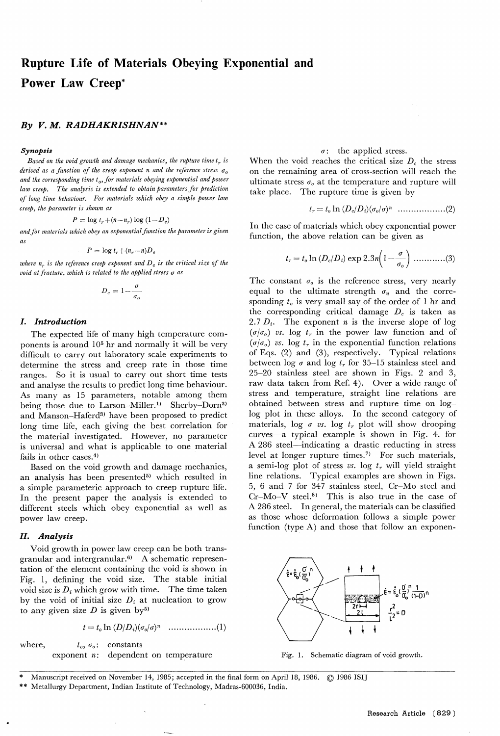# Rupture Life of Materials Obeying Exponential and Power Law Creep*

*By V. M. RADHAKRISHNAN***

### *Synopsis*

*Based on the void growth and damage mechanics, the rupture time $t_r$ is derived as a function of the creep exponent n and the reference stress $\sigma_o$ and the corresponding time $t_o$, for materials obeying exponential and power law creep. The analysis is extended to obtain parameters for prediction of long time behaviour. For materials which obey a simple power law creep, the parameter is shown as*

$$P = \log t_r + (n - n_r) \log (1 - D_c)$$

*and for materials which obey an exponential function the parameter is given as*

$$P = \log t_r + (n_r - n) D_c$$

*where $n_r$ is the reference creep exponent and $D_c$ is the critical size of the void at fracture, which is related to the applied stress $\sigma$ as*

$$D_c = 1 - \frac{\sigma}{\sigma_o}$$

## I. Introduction

The expected life of many high temperature components is around $10^5$ hr and normally it will be very difficult to carry out laboratory scale experiments to determine the stress and creep rate in those time ranges. So it is usual to carry out short time tests and analyse the results to predict long time behaviour. As many as 15 parameters, notable among them being those due to Larson–Miller.[1] Sherby–Dorn[2] and Manson–Haferd[3] have been proposed to predict long time life, each giving the best correlation for the material investigated. However, no parameter is universal and what is applicable to one material fails in other cases.[4]

Based on the void growth and damage mechanics, an analysis has been presented[5] which resulted in a simple parameteric approach to creep rupture life. In the present paper the analysis is extended to different steels which obey exponential as well as power law creep.

## II. Analysis

Void growth in power law creep can be both transgranular and intergranular.[6] A schematic representation of the element containing the void is shown in Fig. 1, defining the void size. The stable initial void size is $D_i$ which grow with time. The time taken by the void of initial size $D_i$ at nucleation to grow to any given size $D$ is given by[5]

$$t = t_o \ln (D/D_i)(\sigma_o/\sigma)^n \quad \text{..................(1)}$$

where,
$t_o$, $\sigma_o$: constants
exponent $n$: dependent on temperature
$\sigma$: the applied stress.

When the void reaches the critical size $D_c$ the stress on the remaining area of cross-section will reach the ultimate stress $\sigma_o$ at the temperature and rupture will take place. The rupture time is given by

$$t_r = t_o \ln (D_c/D_i)(\sigma_o/\sigma)^n \quad \text{..................(2)}$$

In the case of materials which obey exponential power function, the above relation can be given as

$$t_r = t_o \ln (D_c/D_i) \exp 2.3n\left(1 - \frac{\sigma}{\sigma_o}\right) \quad \text{...........(3)}$$

The constant $\sigma_o$ is the reference stress, very nearly equal to the ultimate strength $\sigma_u$ and the corresponding $t_o$ is very small say of the order of 1 hr and the corresponding critical damage $D_c$ is taken as $2.7\,D_i$. The exponent $n$ is the inverse slope of log $(\sigma/\sigma_o)$ *vs.* log $t_r$ in the power law function and of $(\sigma/\sigma_o)$ *vs.* log $t_r$ in the exponential function relations of Eqs. (2) and (3), respectively. Typical relations between log $\sigma$ and log $t_r$ for 35–15 stainless steel and 25–20 stainless steel are shown in Figs. 2 and 3, raw data taken from Ref. 4). Over a wide range of stress and temperature, straight line relations are obtained between stress and rupture time on log–log plot in these alloys. In the second category of materials, log $\sigma$ *vs.* log $t_r$ plot will show drooping curves—a typical example is shown in Fig. 4. for A 286 steel—indicating a drastic reducting in stress level at longer rupture times.[7] For such materials, a semi-log plot of stress *vs.* log $t_r$ will yield straight line relations. Typical examples are shown in Figs. 5, 6 and 7 for 347 stainless steel, Cr–Mo steel and Cr–Mo–V steel.[8] This is also true in the case of A 286 steel. In general, the materials can be classified as those whose deformation follows a simple power function (type A) and those that follow an exponen-

Fig. 1. Schematic diagram of void growth.

\* Manuscript received on November 14, 1985; accepted in the final form on April 18, 1986. © 1986 ISIJ
\*\* Metallurgy Department, Indian Institute of Technology, Madras-600036, India.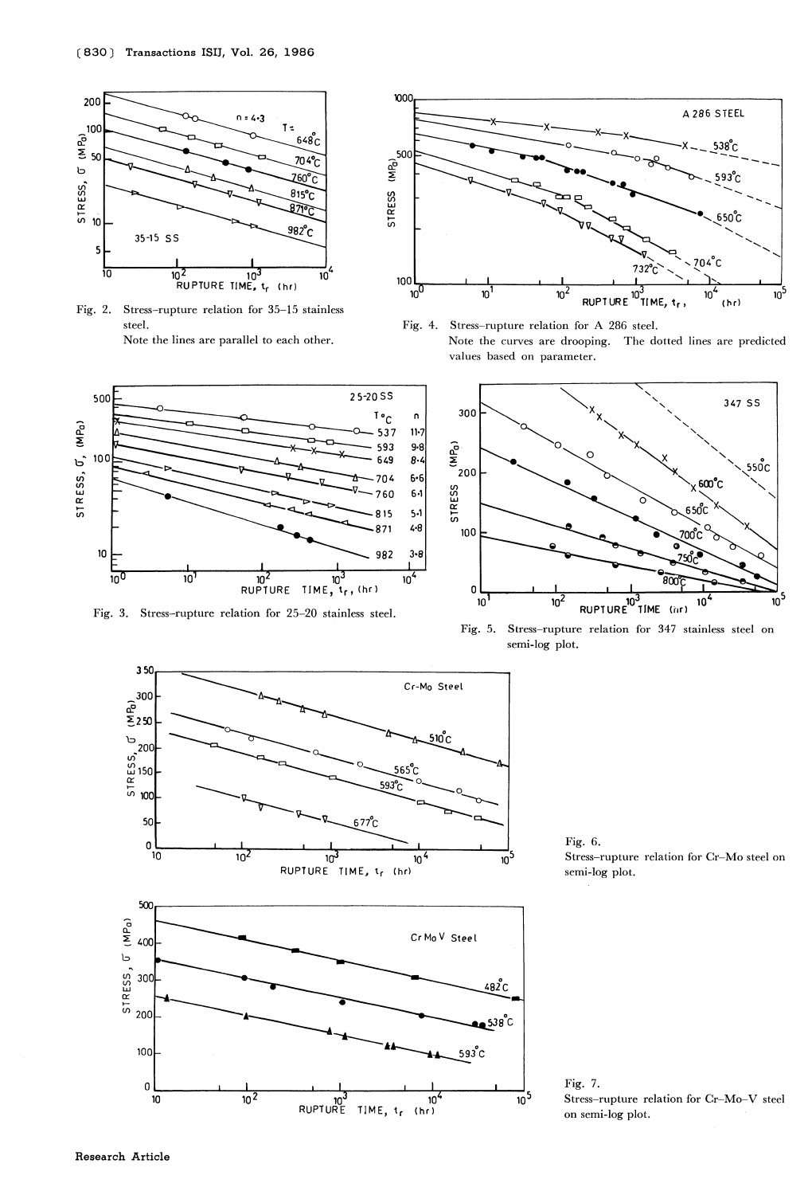Fig. 2. Stress–rupture relation for 35–15 stainless steel.
Note the lines are parallel to each other.

Fig. 3. Stress–rupture relation for 25–20 stainless steel.

Fig. 4. Stress–rupture relation for A 286 steel.
Note the curves are drooping. The dotted lines are predicted values based on parameter.

Fig. 5. Stress–rupture relation for 347 stainless steel on semi-log plot.

Fig. 6.
Stress–rupture relation for Cr–Mo steel on semi-log plot.

Fig. 7.
Stress–rupture relation for Cr–Mo–V steel on semi-log plot.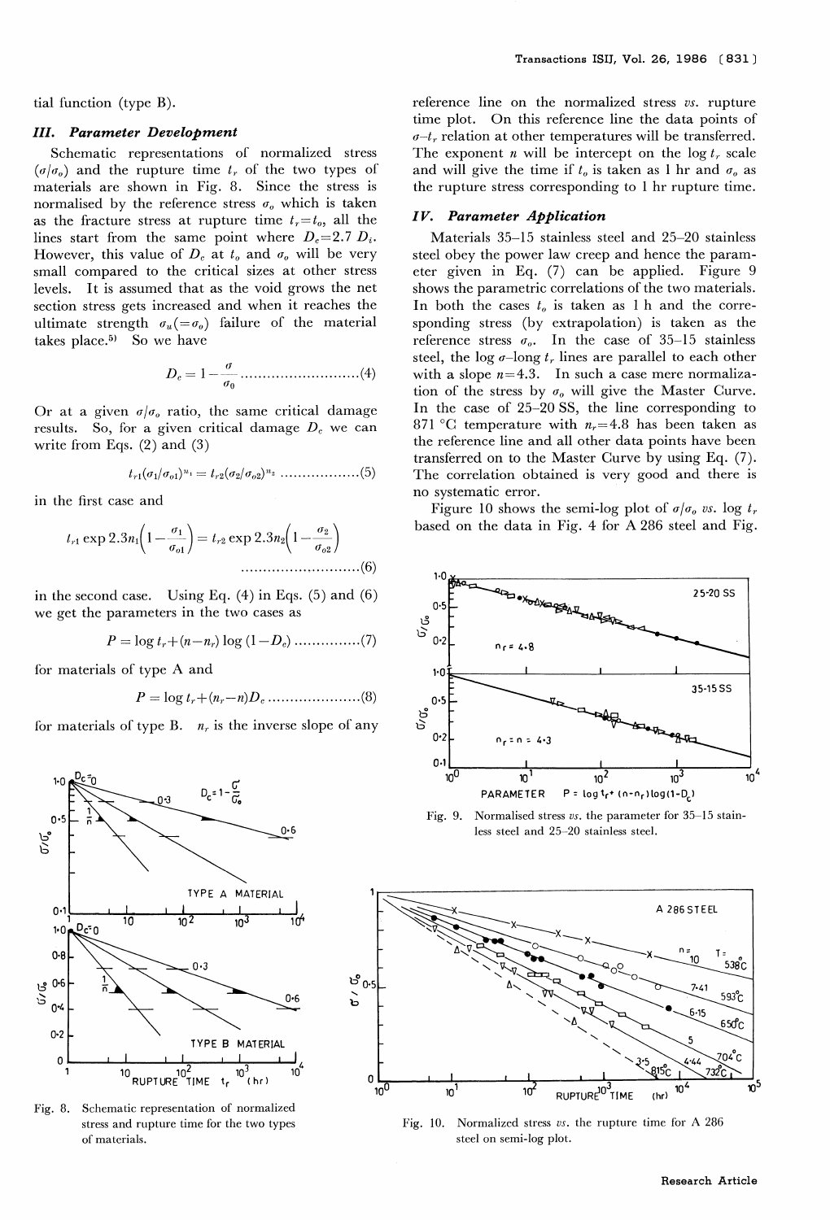tial function (type B).

### III. Parameter Development

Schematic representations of normalized stress ($\sigma/\sigma_o$) and the rupture time $t_r$ of the two types of materials are shown in Fig. 8. Since the stress is normalised by the reference stress $\sigma_o$ which is taken as the fracture stress at rupture time $t_r = t_o$, all the lines start from the same point where $D_c = 2.7\ D_i$. However, this value of $D_c$ at $t_o$ and $\sigma_o$ will be very small compared to the critical sizes at other stress levels. It is assumed that as the void grows the net section stress gets increased and when it reaches the ultimate strength $\sigma_u (=\sigma_o)$ failure of the material takes place.[5] So we have

$$D_c = 1 - \frac{\sigma}{\sigma_0} \quad \text{..........................(4)}$$

Or at a given $\sigma/\sigma_o$ ratio, the same critical damage results. So, for a given critical damage $D_c$ we can write from Eqs. (2) and (3)

$$t_{r1}(\sigma_1/\sigma_{o1})^{n_1} = t_{r2}(\sigma_2/\sigma_{o2})^{n_2} \quad \text{..................(5)}$$

in the first case and

$$t_{r1} \exp 2.3n_1\left(1 - \frac{\sigma_1}{\sigma_{o1}}\right) = t_{r2} \exp 2.3n_2\left(1 - \frac{\sigma_2}{\sigma_{o2}}\right) \quad \text{..........................(6)}$$

in the second case. Using Eq. (4) in Eqs. (5) and (6) we get the parameters in the two cases as

$$P = \log t_r + (n - n_r) \log (1 - D_c) \quad \text{...............(7)}$$

for materials of type A and

$$P = \log t_r + (n_r - n) D_c \quad \text{.....................(8)}$$

for materials of type B. $n_r$ is the inverse slope of any reference line on the normalized stress *vs.* rupture time plot. On this reference line the data points of $\sigma$–$t_r$ relation at other temperatures will be transferred. The exponent $n$ will be intercept on the log $t_r$ scale and will give the time if $t_o$ is taken as 1 hr and $\sigma_o$ as the rupture stress corresponding to 1 hr rupture time.

Fig. 8. Schematic representation of normalized stress and rupture time for the two types of materials.

### IV. Parameter Application

Materials 35–15 stainless steel and 25–20 stainless steel obey the power law creep and hence the parameter given in Eq. (7) can be applied. Figure 9 shows the parametric correlations of the two materials. In both the cases $t_o$ is taken as 1 h and the corresponding stress (by extrapolation) is taken as the reference stress $\sigma_o$. In the case of 35–15 stainless steel, the log $\sigma$–long $t_r$ lines are parallel to each other with a slope $n = 4.3$. In such a case mere normalization of the stress by $\sigma_o$ will give the Master Curve. In the case of 25–20 SS, the line corresponding to 871 °C temperature with $n_r = 4.8$ has been taken as the reference line and all other data points have been transferred on to the Master Curve by using Eq. (7). The correlation obtained is very good and there is no systematic error.

Figure 10 shows the semi-log plot of $\sigma/\sigma_o$ *vs.* log $t_r$ based on the data in Fig. 4 for A 286 steel and Fig.

Fig. 9. Normalised stress *vs.* the parameter for 35–15 stainless steel and 25–20 stainless steel.

Fig. 10. Normalized stress *vs.* the rupture time for A 286 steel on semi-log plot.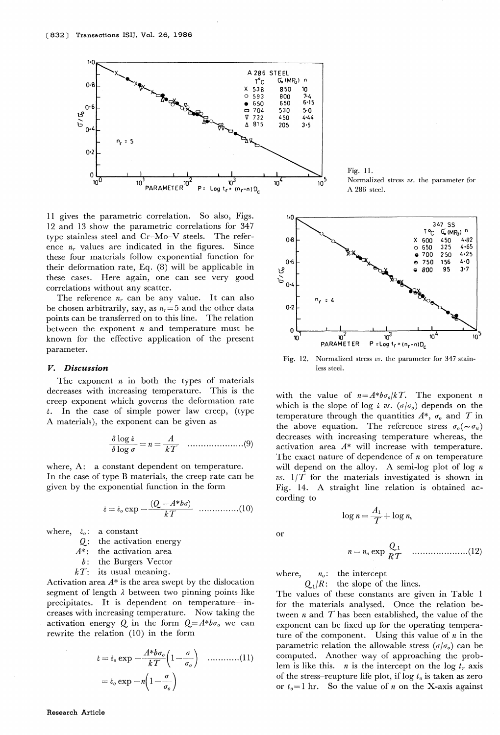Fig. 11. Normalized stress *vs.* the parameter for A 286 steel.

11 gives the parametric correlation. So also, Figs. 12 and 13 show the parametric correlations for 347 type stainless steel and Cr–Mo–V steels. The reference $n_r$ values are indicated in the figures. Since these four materials follow exponential function for their deformation rate, Eq. (8) will be applicable in these cases. Here again, one can see very good correlations without any scatter.

The reference $n_r$ can be any value. It can also be chosen arbitrarily, say, as $n_r=5$ and the other data points can be transferred on to this line. The relation between the exponent $n$ and temperature must be known for the effective application of the present parameter.

Fig. 12. Normalized stress *vs.* the parameter for 347 stainless steel.

## V. Discussion

The exponent $n$ in both the types of materials decreases with increasing temperature. This is the creep exponent which governs the deformation rate $\dot{\varepsilon}$. In the case of simple power law creep, (type A materials), the exponent can be given as

$$\frac{\delta \log \dot{\varepsilon}}{\delta \log \sigma} = n = \frac{A}{kT} \quad \cdots\cdots\cdots\cdots\cdots\cdots(9)$$

where, A: a constant dependent on temperature.

In the case of type B materials, the creep rate can be given by the exponential function in the form

$$\dot{\varepsilon} = \dot{\varepsilon}_o \exp -\frac{(Q-A^*b\sigma)}{kT} \quad \cdots\cdots\cdots\cdots\cdots(10)$$

where,
- $\dot{\varepsilon}_o$: a constant
- $Q$: the activation energy
- $A^*$: the activation area
- $b$: the Burgers Vector
- $kT$: its usual meaning.

Activation area $A^*$ is the area swept by the dislocation segment of length $\lambda$ between two pinning points like precipitates. It is dependent on temperature—increases with increasing temperature. Now taking the activation energy $Q$ in the form $Q=A^*b\sigma_o$ we can rewrite the relation (10) in the form

$$\dot{\varepsilon} = \dot{\varepsilon}_o \exp -\frac{A^*b\sigma_o}{kT}\left(1-\frac{\sigma}{\sigma_o}\right) \quad \cdots\cdots\cdots\cdots(11)$$

$$= \dot{\varepsilon}_o \exp -n\left(1-\frac{\sigma}{\sigma_o}\right)$$

with the value of $n=A^*b\sigma_o/kT$. The exponent $n$ which is the slope of log $\dot{\varepsilon}$ *vs.* $(\sigma/\sigma_o)$ depends on the temperature through the quantities $A^*$, $\sigma_o$ and $T$ in the above equation. The reference stress $\sigma_o(\sim\sigma_u)$ decreases with increasing temperature whereas, the activation area $A^*$ will increase with temperature. The exact nature of dependence of $n$ on temperature will depend on the alloy. A semi-log plot of log $n$ *vs.* $1/T$ for the materials investigated is shown in Fig. 14. A straight line relation is obtained according to

$$\log n = \frac{A_1}{T} + \log n_o$$

or

$$n = n_o \exp \frac{Q_1}{RT} \quad \cdots\cdots\cdots\cdots\cdots\cdots(12)$$

where,
- $n_o$: the intercept
- $Q_1/R$: the slope of the lines.

The values of these constants are given in Table 1 for the materials analysed. Once the relation between $n$ and $T$ has been established, the value of the exponent can be fixed up for the operating temperature of the component. Using this value of $n$ in the parametric relation the allowable stress $(\sigma/\sigma_o)$ can be computed. Another way of approaching the problem is like this. $n$ is the intercept on the log $t_r$ axis of the stress–reupture life plot, if log $t_o$ is taken as zero or $t_o=1$ hr. So the value of $n$ on the X-axis against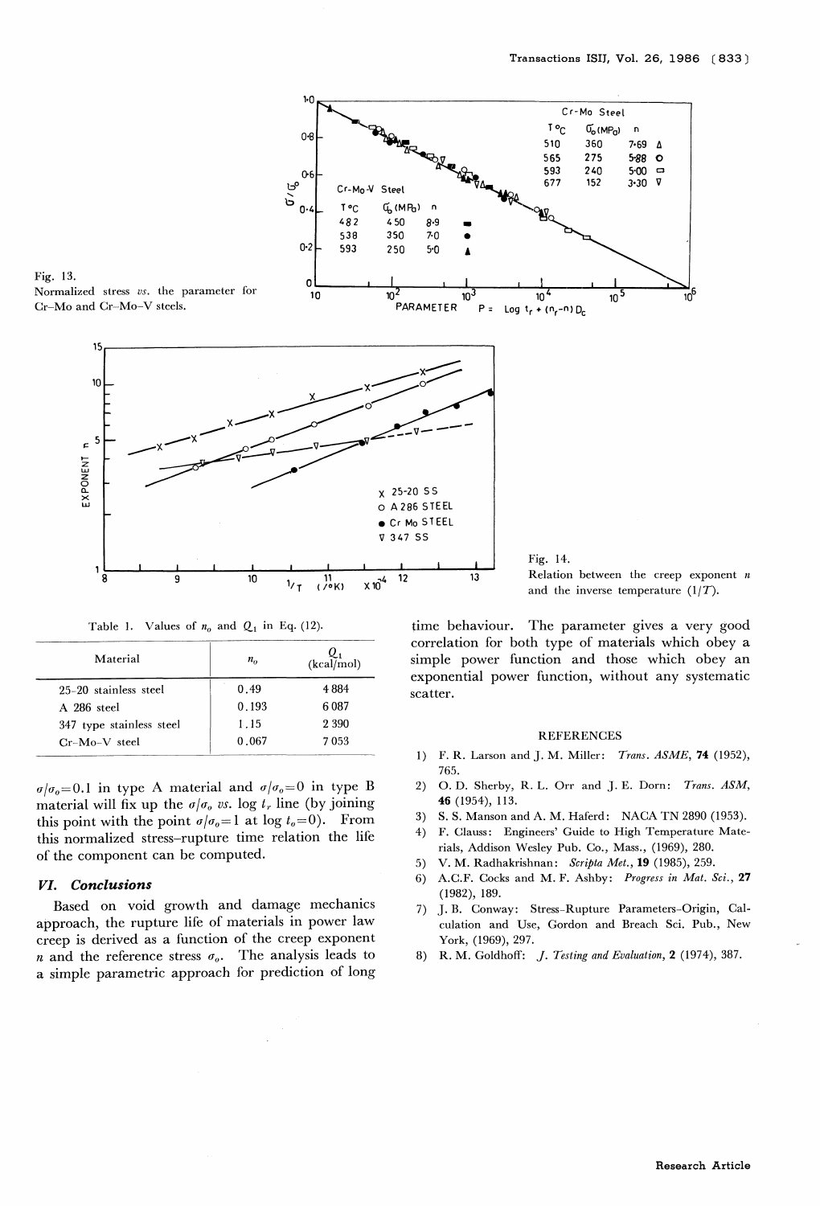Cr-Mo Steel

| T °C | $\sigma_0$ (MPa) | n |
|---|---|---|
| 510 | 360 | 7·69 Δ |
| 565 | 275 | 5·88 ○ |
| 593 | 240 | 5·00 ▭ |
| 677 | 152 | 3·30 ∇ |

Cr-Mo-V Steel

| T °C | $\sigma_0$ (MPa) | n |
|---|---|---|
| 482 | 450 | 8·9 ■ |
| 538 | 350 | 7·0 ● |
| 593 | 250 | 5·0 ▲ |

$\sigma/\sigma_0$

PARAMETER $P = \text{Log } t_r + (n_r - n) D_c$

Fig. 13.
Normalized stress *vs.* the parameter for Cr–Mo and Cr–Mo–V steels.

EXPONENT n

$1/T$ (/°K) $\times 10^{-4}$

x 25-20 SS
o A 286 STEEL
● Cr Mo STEEL
∇ 347 SS

Fig. 14.
Relation between the creep exponent $n$ and the inverse temperature $(1/T)$.

Table 1. Values of $n_0$ and $Q_1$ in Eq. (12).

| Material | $n_0$ | $Q_1$ (kcal/mol) |
|---|---|---|
| 25–20 stainless steel | 0.49 | 4 884 |
| A 286 steel | 0.193 | 6 087 |
| 347 type stainless steel | 1.15 | 2 390 |
| Cr–Mo–V steel | 0.067 | 7 053 |

$\sigma/\sigma_0 = 0.1$ in type A material and $\sigma/\sigma_0 = 0$ in type B material will fix up the $\sigma/\sigma_0$ *vs.* log $t_r$ line (by joining this point with the point $\sigma/\sigma_0 = 1$ at log $t_0 = 0$). From this normalized stress-rupture time relation the life of the component can be computed.

## VI. Conclusions

Based on void growth and damage mechanics approach, the rupture life of materials in power law creep is derived as a function of the creep exponent $n$ and the reference stress $\sigma_0$. The analysis leads to a simple parametric approach for prediction of long time behaviour. The parameter gives a very good correlation for both type of materials which obey a simple power function and those which obey an exponential power function, without any systematic scatter.

## REFERENCES

1) F. R. Larson and J. M. Miller: *Trans. ASME*, **74** (1952), 765.
2) O. D. Sherby, R. L. Orr and J. E. Dorn: *Trans. ASM*, **46** (1954), 113.
3) S. S. Manson and A. M. Haferd: NACA TN 2890 (1953).
4) F. Clauss: Engineers' Guide to High Temperature Materials, Addison Wesley Pub. Co., Mass., (1969), 280.
5) V. M. Radhakrishnan: *Scripta Met.*, **19** (1985), 259.
6) A.C.F. Cocks and M. F. Ashby: *Progress in Mat. Sci.*, **27** (1982), 189.
7) J. B. Conway: Stress-Rupture Parameters-Origin, Calculation and Use, Gordon and Breach Sci. Pub., New York, (1969), 297.
8) R. M. Goldhoff: *J. Testing and Evaluation*, **2** (1974), 387.